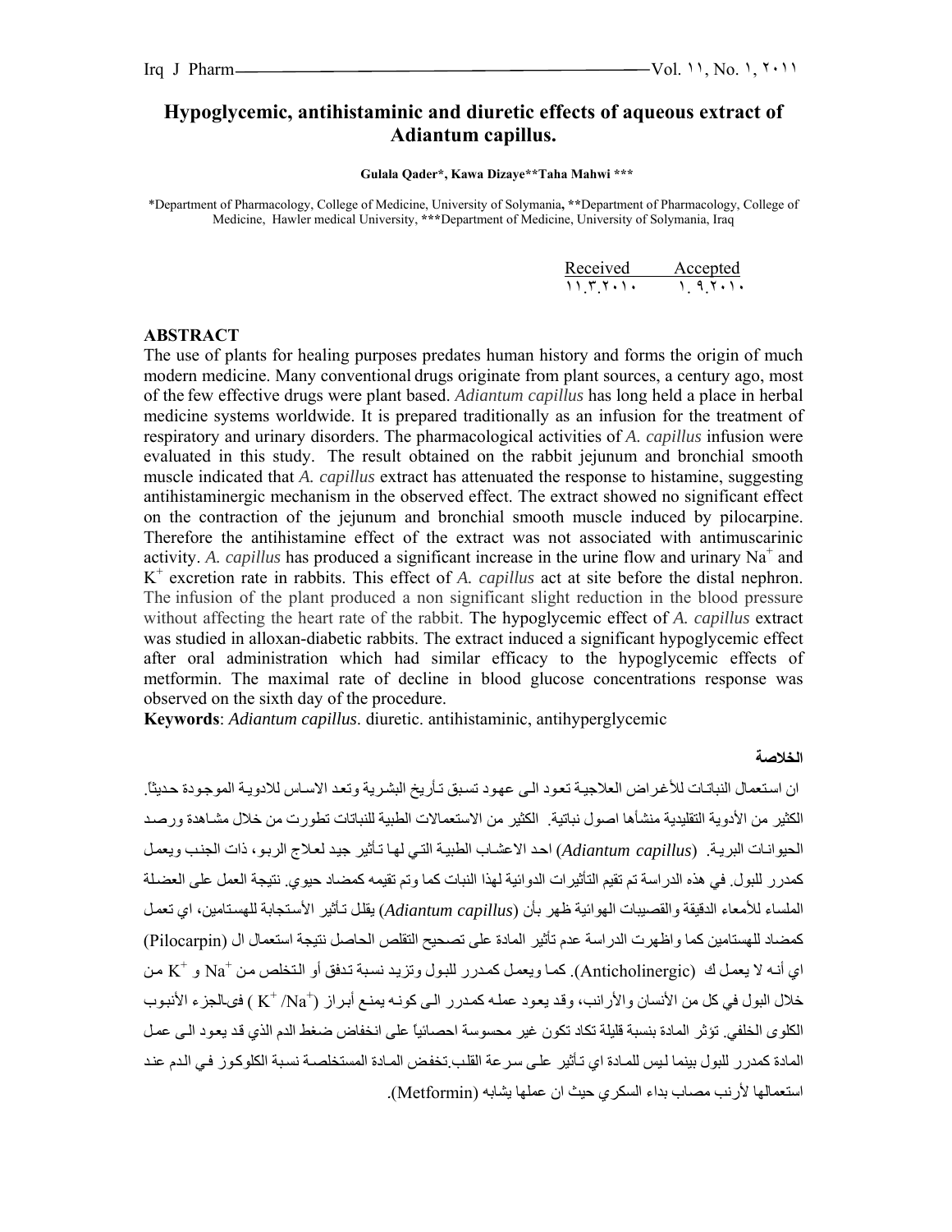# Hypoglycemic, antihistaminic and diuretic effects of aqueous extract of Adiantum capillus.

**Gulala Qader\*, Kawa Dizaye\*\*Taha Mahwi \*\*\***

\*Department of Pharmacology, College of Medicine, University of Solymania, \*\*Department of Pharmacology, College of Medicine, Hawler medical University, \*\*\*Department of Medicine, University of Solymania, Iraq

| Received | Accepted |
|---|---|
| ١١.٣.٢٠١٠ | ١. ٩.٢٠١٠ |

## ABSTRACT

The use of plants for healing purposes predates human history and forms the origin of much modern medicine. Many conventional drugs originate from plant sources, a century ago, most of the few effective drugs were plant based. *Adiantum capillus* has long held a place in herbal medicine systems worldwide. It is prepared traditionally as an infusion for the treatment of respiratory and urinary disorders. The pharmacological activities of *A. capillus* infusion were evaluated in this study. The result obtained on the rabbit jejunum and bronchial smooth muscle indicated that *A. capillus* extract has attenuated the response to histamine, suggesting antihistaminergic mechanism in the observed effect. The extract showed no significant effect on the contraction of the jejunum and bronchial smooth muscle induced by pilocarpine. Therefore the antihistamine effect of the extract was not associated with antimuscarinic activity. *A. capillus* has produced a significant increase in the urine flow and urinary $Na^+$ and $K^+$ excretion rate in rabbits. This effect of *A. capillus* act at site before the distal nephron. The infusion of the plant produced a non significant slight reduction in the blood pressure without affecting the heart rate of the rabbit. The hypoglycemic effect of *A. capillus* extract was studied in alloxan-diabetic rabbits. The extract induced a significant hypoglycemic effect after oral administration which had similar efficacy to the hypoglycemic effects of metformin. The maximal rate of decline in blood glucose concentrations response was observed on the sixth day of the procedure.

**Keywords**: *Adiantum capillus*. diuretic. antihistaminic, antihyperglycemic

## الخلاصة

ان استعمال النباتات للأغراض العلاجية تعود الى عهود تسبق تأريخ البشرية وتعد الاساس للادوية الموجودة حديثاً. الكثير من الأدوية التقليدية منشأها اصول نباتية. الكثير من الاستعمالات الطبية للنباتات تطورت من خلال مشاهدة ورصد الحيوانات البرية. (*Adiantum capillus*) احد الاعشاب الطبية التي لها تأثير جيد لعلاج الربو، ذات الجنب ويعمل كمدرر للبول. في هذه الدراسة تم تقيم التأثيرات الدوائية لهذا النبات كما وتم تقيمه كمضاد حيوي. نتيجة العمل على العضلة الملساء للأمعاء الدقيقة والقصيبات الهوائية ظهر بأن (*Adiantum capillus*) يقلل تأثير الأستجابة للهستامين، اي تعمل كمضاد للهستامين كما واظهرت الدراسة عدم تأثير المادة على تصحيح التقلص الحاصل نتيجة استعمال ال (Pilocarpin) اي أنه لا يعمل ك (Anticholinergic). كما ويعمل كمدرر للبول وتزيد نسبة تدفق أو التخلص من $Na^+$ و $K^+$ من خلال البول في كل من الأنسان والأرانب، وقد يعود عمله كمدرر الى كونه يمنع أبراز ( $K^+$ /$Na^+$) فيالجزء الأنبوب الكلوي الخلفي. تؤثر المادة بنسبة قليلة تكاد تكون غير محسوسة احصائياً على انخفاض ضغط الدم الذي قد يعود الى عمل المادة كمدرر للبول بينما ليس للمادة اي تأثير على سرعة القلب.تخفض المادة المستخلصة نسبة الكلوكوز في الدم عند استعمالها لأرنب مصاب بداء السكري حيث ان عملها يشابه (Metformin).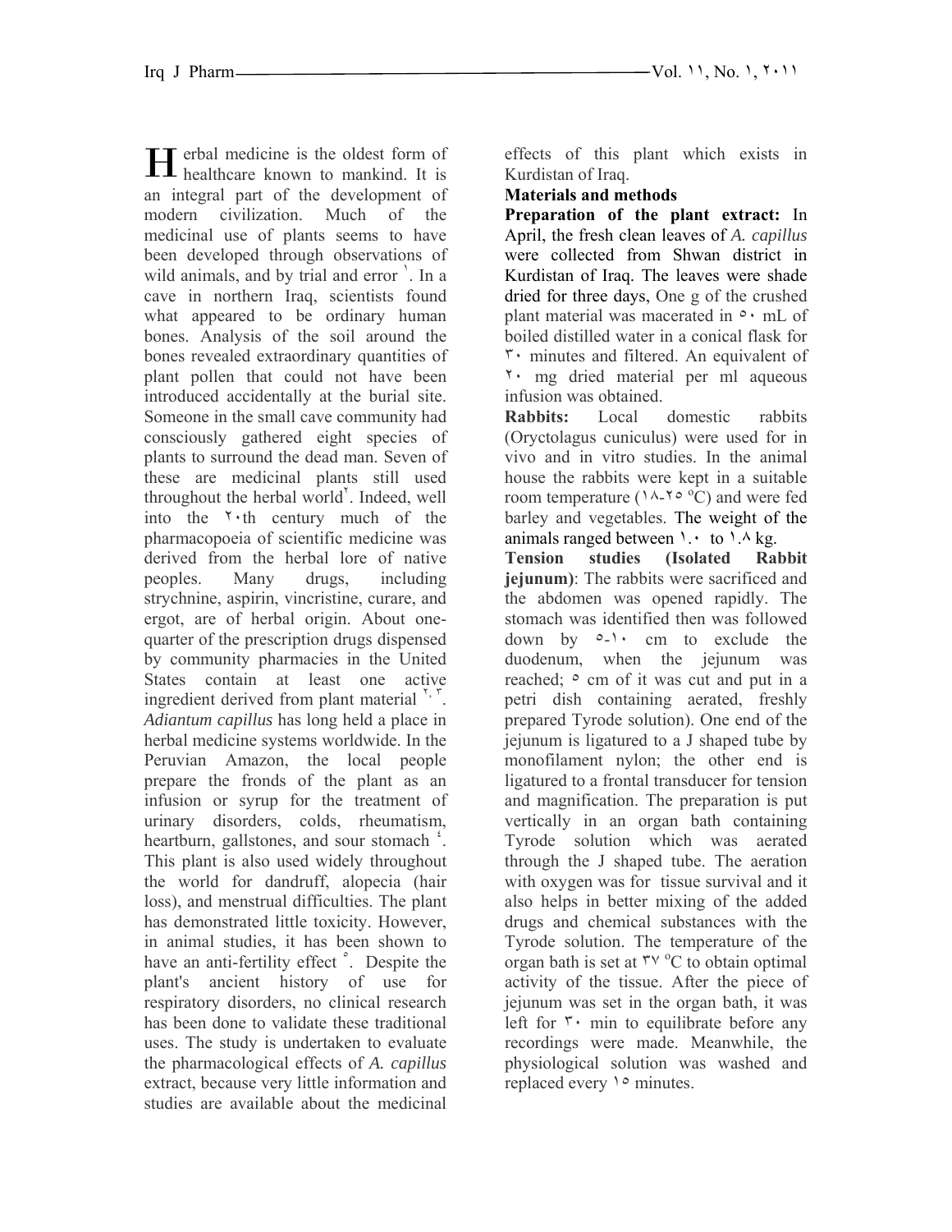Herbal medicine is the oldest form of healthcare known to mankind. It is an integral part of the development of modern civilization. Much of the medicinal use of plants seems to have been developed through observations of wild animals, and by trial and error [١]. In a cave in northern Iraq, scientists found what appeared to be ordinary human bones. Analysis of the soil around the bones revealed extraordinary quantities of plant pollen that could not have been introduced accidentally at the burial site. Someone in the small cave community had consciously gathered eight species of plants to surround the dead man. Seven of these are medicinal plants still used throughout the herbal world[٢]. Indeed, well into the ٢٠th century much of the pharmacopoeia of scientific medicine was derived from the herbal lore of native peoples. Many drugs, including strychnine, aspirin, vincristine, curare, and ergot, are of herbal origin. About one-quarter of the prescription drugs dispensed by community pharmacies in the United States contain at least one active ingredient derived from plant material [٢,٣]. *Adiantum capillus* has long held a place in herbal medicine systems worldwide. In the Peruvian Amazon, the local people prepare the fronds of the plant as an infusion or syrup for the treatment of urinary disorders, colds, rheumatism, heartburn, gallstones, and sour stomach [٤]. This plant is also used widely throughout the world for dandruff, alopecia (hair loss), and menstrual difficulties. The plant has demonstrated little toxicity. However, in animal studies, it has been shown to have an anti-fertility effect [٥]. Despite the plant's ancient history of use for respiratory disorders, no clinical research has been done to validate these traditional uses. The study is undertaken to evaluate the pharmacological effects of *A. capillus* extract, because very little information and studies are available about the medicinal effects of this plant which exists in Kurdistan of Iraq.

## Materials and methods

**Preparation of the plant extract:** In April, the fresh clean leaves of *A. capillus* were collected from Shwan district in Kurdistan of Iraq. The leaves were shade dried for three days, One g of the crushed plant material was macerated in ٥٠ mL of boiled distilled water in a conical flask for ٣٠ minutes and filtered. An equivalent of ٢٠ mg dried material per ml aqueous infusion was obtained.

**Rabbits:** Local domestic rabbits (Oryctolagus cuniculus) were used for in vivo and in vitro studies. In the animal house the rabbits were kept in a suitable room temperature (١٨-٢٥ °C) and were fed barley and vegetables. The weight of the animals ranged between ١.٠ to ١.٨ kg.

**Tension studies (Isolated Rabbit jejunum)**: The rabbits were sacrificed and the abdomen was opened rapidly. The stomach was identified then was followed down by ٥-١٠ cm to exclude the duodenum, when the jejunum was reached; ٥ cm of it was cut and put in a petri dish containing aerated, freshly prepared Tyrode solution). One end of the jejunum is ligatured to a J shaped tube by monofilament nylon; the other end is ligatured to a frontal transducer for tension and magnification. The preparation is put vertically in an organ bath containing Tyrode solution which was aerated through the J shaped tube. The aeration with oxygen was for tissue survival and it also helps in better mixing of the added drugs and chemical substances with the Tyrode solution. The temperature of the organ bath is set at ٣٧ °C to obtain optimal activity of the tissue. After the piece of jejunum was set in the organ bath, it was left for ٣٠ min to equilibrate before any recordings were made. Meanwhile, the physiological solution was washed and replaced every ١٥ minutes.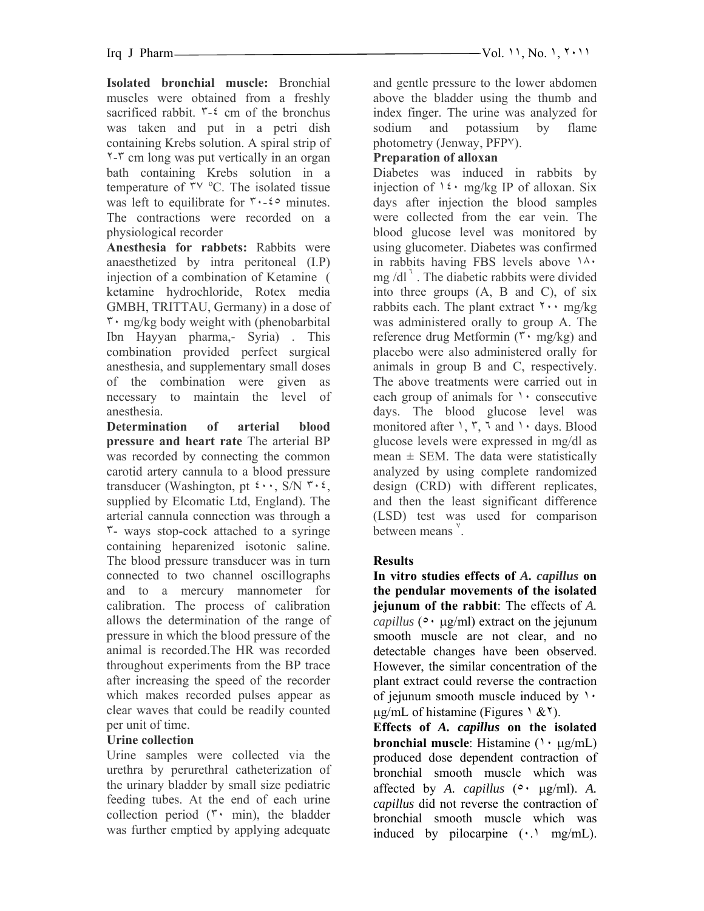**Isolated bronchial muscle:** Bronchial muscles were obtained from a freshly sacrificed rabbit. ٣-٤ cm of the bronchus was taken and put in a petri dish containing Krebs solution. A spiral strip of ٢-٣ cm long was put vertically in an organ bath containing Krebs solution in a temperature of ٣٧ °C. The isolated tissue was left to equilibrate for ٣٠-٤٥ minutes. The contractions were recorded on a physiological recorder

**Anesthesia for rabbets:** Rabbits were anaesthetized by intra peritoneal (I.P) injection of a combination of Ketamine ( ketamine hydrochloride, Rotex media GMBH, TRITTAU, Germany) in a dose of ٣٠ mg/kg body weight with (phenobarbital Ibn Hayyan pharma,- Syria) . This combination provided perfect surgical anesthesia, and supplementary small doses of the combination were given as necessary to maintain the level of anesthesia.

**Determination of arterial blood pressure and heart rate** The arterial BP was recorded by connecting the common carotid artery cannula to a blood pressure transducer (Washington, pt ٤٠٠, S/N ٣٠٤, supplied by Elcomatic Ltd, England). The arterial cannula connection was through a ٣- ways stop-cock attached to a syringe containing heparenized isotonic saline. The blood pressure transducer was in turn connected to two channel oscillographs and to a mercury mannometer for calibration. The process of calibration allows the determination of the range of pressure in which the blood pressure of the animal is recorded.The HR was recorded throughout experiments from the BP trace after increasing the speed of the recorder which makes recorded pulses appear as clear waves that could be readily counted per unit of time.

**Urine collection**

Urine samples were collected via the urethra by perurethral catheterization of the urinary bladder by small size pediatric feeding tubes. At the end of each urine collection period (٣٠ min), the bladder was further emptied by applying adequate and gentle pressure to the lower abdomen above the bladder using the thumb and index finger. The urine was analyzed for sodium and potassium by flame photometry (Jenway, PFP٧).

**Preparation of alloxan**

Diabetes was induced in rabbits by injection of ١٤٠ mg/kg IP of alloxan. Six days after injection the blood samples were collected from the ear vein. The blood glucose level was monitored by using glucometer. Diabetes was confirmed in rabbits having FBS levels above ١٨٠ mg /dl [٦] . The diabetic rabbits were divided into three groups (A, B and C), of six rabbits each. The plant extract ٢٠٠ mg/kg was administered orally to group A. The reference drug Metformin (٣٠ mg/kg) and placebo were also administered orally for animals in group B and C, respectively. The above treatments were carried out in each group of animals for ١٠ consecutive days. The blood glucose level was monitored after ١, ٣, ٦ and ١٠ days. Blood glucose levels were expressed in mg/dl as mean ± SEM. The data were statistically analyzed by using complete randomized design (CRD) with different replicates, and then the least significant difference (LSD) test was used for comparison between means [٧].

## Results

**In vitro studies effects of *A. capillus* on the pendular movements of the isolated jejunum of the rabbit**: The effects of *A. capillus* (٥٠ μg/ml) extract on the jejunum smooth muscle are not clear, and no detectable changes have been observed. However, the similar concentration of the plant extract could reverse the contraction of jejunum smooth muscle induced by ١٠ μg/mL of histamine (Figures ١ &٢).

**Effects of *A. capillus* on the isolated bronchial muscle**: Histamine (١٠ μg/mL) produced dose dependent contraction of bronchial smooth muscle which was affected by *A. capillus* (٥٠ μg/ml). *A. capillus* did not reverse the contraction of bronchial smooth muscle which was induced by pilocarpine (٠.١ mg/mL).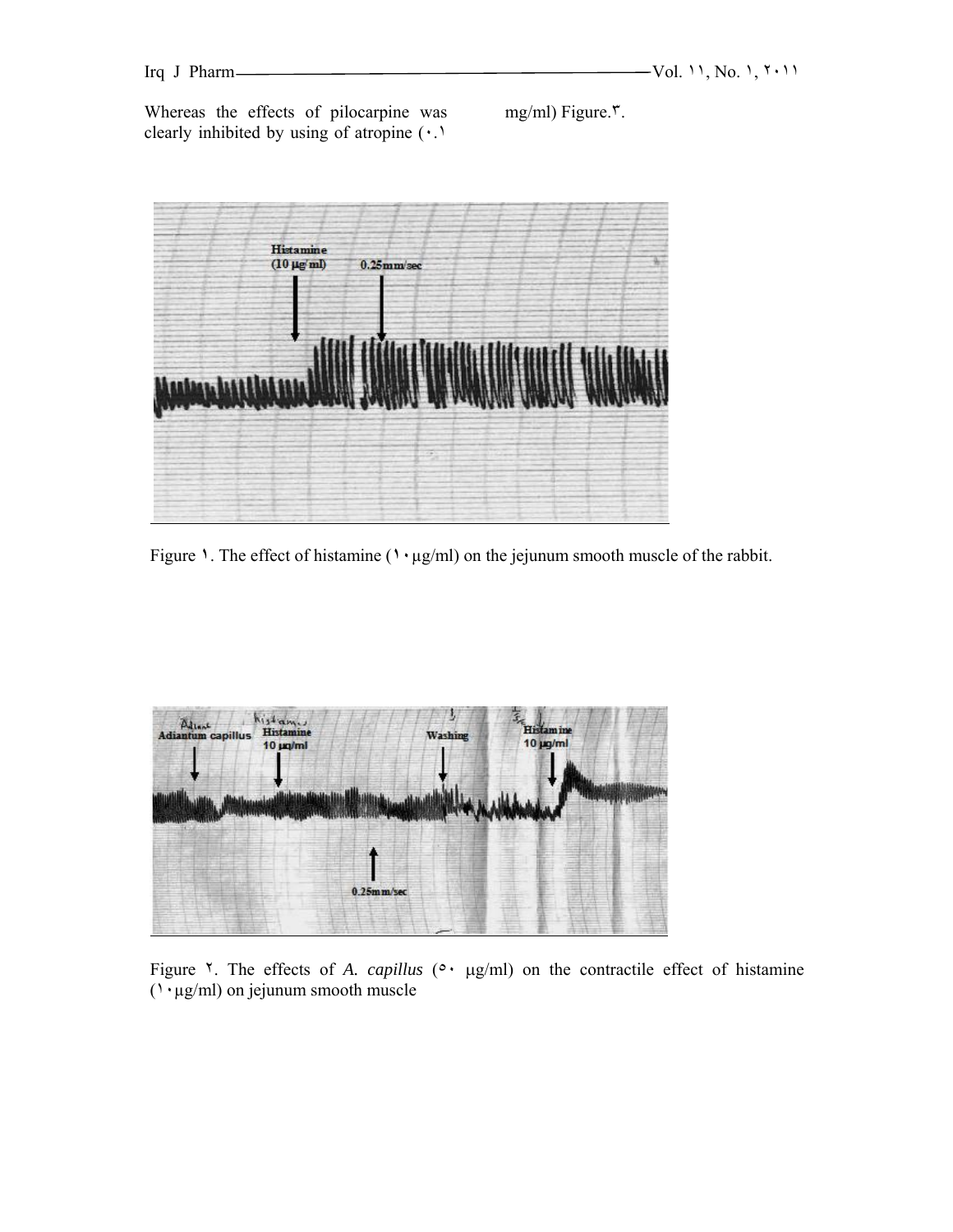Whereas the effects of pilocarpine was clearly inhibited by using of atropine (0.1 mg/ml) Figure.3.

Figure 1. The effect of histamine (10 µg/ml) on the jejunum smooth muscle of the rabbit.

Figure 2. The effects of *A. capillus* (50 µg/ml) on the contractile effect of histamine (10 µg/ml) on jejunum smooth muscle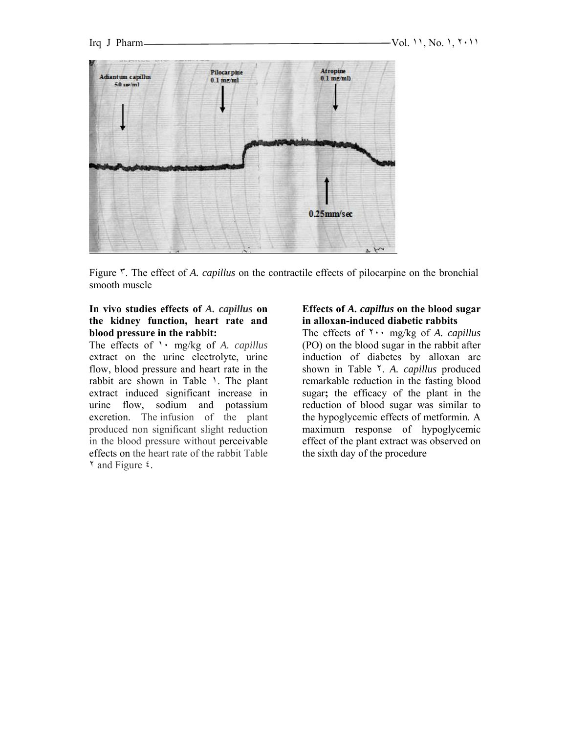Figure ٣. The effect of *A. capillus* on the contractile effects of pilocarpine on the bronchial smooth muscle

**In vivo studies effects of *A. capillus* on the kidney function, heart rate and blood pressure in the rabbit:**

The effects of ١٠ mg/kg of *A. capillus* extract on the urine electrolyte, urine flow, blood pressure and heart rate in the rabbit are shown in Table ١. The plant extract induced significant increase in urine flow, sodium and potassium excretion. The infusion of the plant produced non significant slight reduction in the blood pressure without perceivable effects on the heart rate of the rabbit Table ٢ and Figure ٤.

**Effects of *A. capillus* on the blood sugar in alloxan-induced diabetic rabbits**

The effects of ٢٠٠ mg/kg of *A. capillus* (PO) on the blood sugar in the rabbit after induction of diabetes by alloxan are shown in Table ٢. *A. capillus* produced remarkable reduction in the fasting blood sugar**;** the efficacy of the plant in the reduction of blood sugar was similar to the hypoglycemic effects of metformin. A maximum response of hypoglycemic effect of the plant extract was observed on the sixth day of the procedure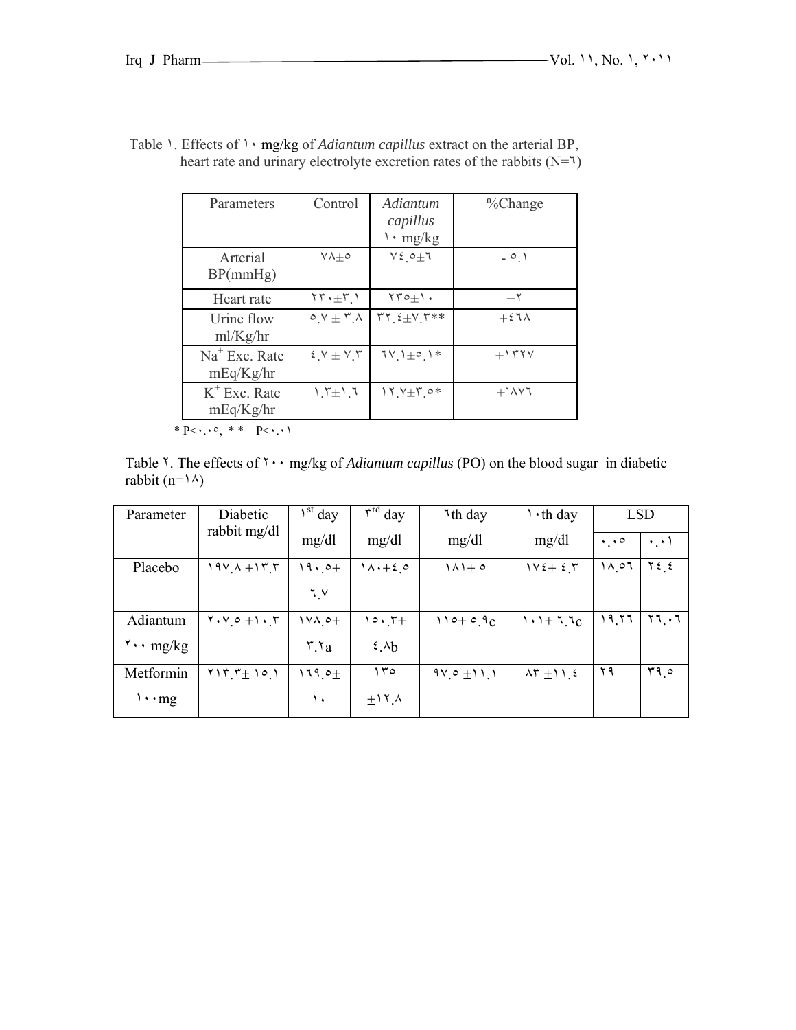Table ١. Effects of ١٠ mg/kg of *Adiantum capillus* extract on the arterial BP, heart rate and urinary electrolyte excretion rates of the rabbits (N=٦)

| Parameters | Control | *Adiantum capillus* ١٠ mg/kg | %Change |
|---|---|---|---|
| Arterial BP(mmHg) | ٧٨±٥ | ٧٤.٥±٦ | - ٥.١ |
| Heart rate | ٢٣٠±٣.١ | ٢٣٥±١٠ | +٢ |
| Urine flow ml/Kg/hr | ٥.٧ ± ٣.٨ | ٣٢.٤±٧.٣** | +٤٦٨ |
| $Na^+$ Exc. Rate mEq/Kg/hr | ٤.٧ ± ٧.٣ | ٦٧.١±٥.١* | +١٣٢٧ |
| $K^+$ Exc. Rate mEq/Kg/hr | ١.٣±١.٦ | ١٢.٧±٣.٥* | +`٨٧٦ |

* P<٠.٠٥, ** P<٠.٠١

Table ٢. The effects of ٢٠٠ mg/kg of *Adiantum capillus* (PO) on the blood sugar in diabetic rabbit (n=١٨)

| Parameter | Diabetic rabbit mg/dl | ١st day mg/dl | ٣rd day mg/dl | ٦th day mg/dl | ١٠th day mg/dl | LSD | |
|---|---|---|---|---|---|---|---|
| | | | | | | ٠.٠٥ | ٠.٠١ |
| Placebo | ١٩٧.٨ ±١٣.٣ | ١٩٠.٥± ٦.٧ | ١٨٠±٤.٥ | ١٨١± ٥ | ١٧٤± ٤.٣ | ١٨.٥٦ | ٢٤.٤ |
| Adiantum ٢٠٠ mg/kg | ٢٠٧.٥ ±١٠.٣ | ١٧٨.٥± ٣.٢a | ١٥٠.٣± ٤.٨b | ١١٥± ٥.٩c | ١٠١± ٦.٦c | ١٩.٢٦ | ٢٦.٠٦ |
| Metformin ١٠٠mg | ٢١٣.٣± ١٥.١ | ١٦٩.٥± ١٠ | ١٣٥ ±١٢.٨ | ٩٧.٥ ±١١.١ | ٨٣ ±١١.٤ | ٢٩ | ٣٩.٥ |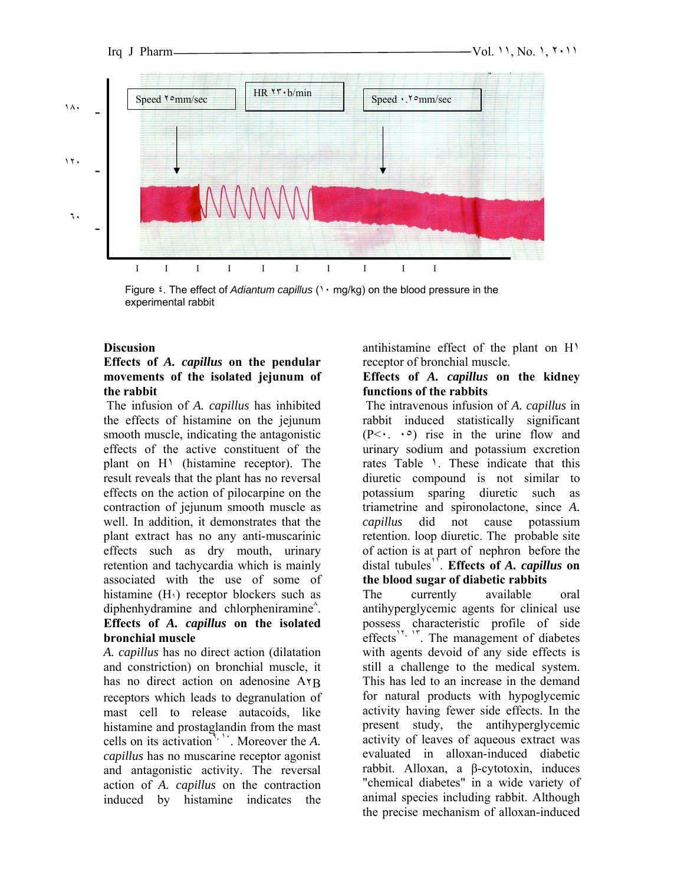Speed ٢٥mm/sec

HR ٢٣٠b/min

Speed ٠.٢٥mm/sec

١٨٠

١٢٠

٦٠

Figure ٤. The effect of *Adiantum capillus* (١٠ mg/kg) on the blood pressure in the experimental rabbit

## Discusion

### Effects of *A. capillus* on the pendular movements of the isolated jejunum of the rabbit

The infusion of *A. capillus* has inhibited the effects of histamine on the jejunum smooth muscle, indicating the antagonistic effects of the active constituent of the plant on H١ (histamine receptor). The result reveals that the plant has no reversal effects on the action of pilocarpine on the contraction of jejunum smooth muscle as well. In addition, it demonstrates that the plant extract has no any anti-muscarinic effects such as dry mouth, urinary retention and tachycardia which is mainly associated with the use of some of histamine (H١) receptor blockers such as diphenhydramine and chlorpheniramine[٨].

### Effects of *A. capillus* on the isolated bronchial muscle

*A. capillus* has no direct action (dilatation and constriction) on bronchial muscle, it has no direct action on adenosine A٢B receptors which leads to degranulation of mast cell to release autacoids, like histamine and prostaglandin from the mast cells on its activation[٩, ١٠]. Moreover the *A. capillus* has no muscarine receptor agonist and antagonistic activity. The reversal action of *A. capillus* on the contraction induced by histamine indicates the antihistamine effect of the plant on H١ receptor of bronchial muscle.

### Effects of *A. capillus* on the kidney functions of the rabbits

The intravenous infusion of *A. capillus* in rabbit induced statistically significant (P<٠. ٠٥) rise in the urine flow and urinary sodium and potassium excretion rates Table ١. These indicate that this diuretic compound is not similar to potassium sparing diuretic such as triametrine and spironolactone, since *A. capillus* did not cause potassium retention. loop diuretic. The probable site of action is at part of nephron before the distal tubules[١١]. **Effects of *A. capillus* on the blood sugar of diabetic rabbits**

The currently available oral antihyperglycemic agents for clinical use possess characteristic profile of side effects[١٢, ١٣]. The management of diabetes with agents devoid of any side effects is still a challenge to the medical system. This has led to an increase in the demand for natural products with hypoglycemic activity having fewer side effects. In the present study, the antihyperglycemic activity of leaves of aqueous extract was evaluated in alloxan-induced diabetic rabbit. Alloxan, a β-cytotoxin, induces "chemical diabetes" in a wide variety of animal species including rabbit. Although the precise mechanism of alloxan-induced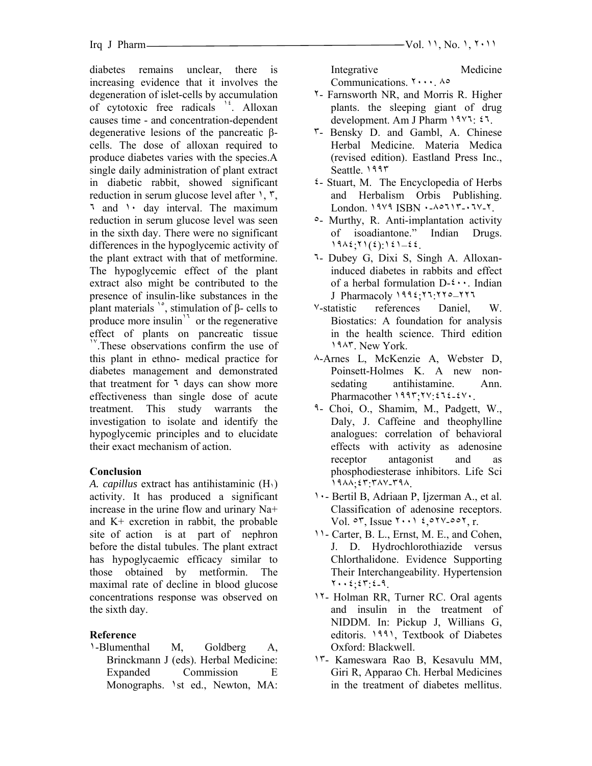diabetes remains unclear, there is increasing evidence that it involves the degeneration of islet-cells by accumulation of cytotoxic free radicals [١٤]. Alloxan causes time - and concentration-dependent degenerative lesions of the pancreatic β-cells. The dose of alloxan required to produce diabetes varies with the species.A single daily administration of plant extract in diabetic rabbit, showed significant reduction in serum glucose level after ١, ٣, ٦ and ١٠ day interval. The maximum reduction in serum glucose level was seen in the sixth day. There were no significant differences in the hypoglycemic activity of the plant extract with that of metformine. The hypoglycemic effect of the plant extract also might be contributed to the presence of insulin-like substances in the plant materials [١٥], stimulation of β- cells to produce more insulin[١٦] or the regenerative effect of plants on pancreatic tissue [١٧].These observations confirm the use of this plant in ethno- medical practice for diabetes management and demonstrated that treatment for ٦ days can show more effectiveness than single dose of acute treatment. This study warrants the investigation to isolate and identify the hypoglycemic principles and to elucidate their exact mechanism of action.

## Conclusion

*A. capillus* extract has antihistaminic ($H_١$) activity. It has produced a significant increase in the urine flow and urinary Na+ and K+ excretion in rabbit, the probable site of action is at part of nephron before the distal tubules. The plant extract has hypoglycaemic efficacy similar to those obtained by metformin. The maximal rate of decline in blood glucose concentrations response was observed on the sixth day.

## Reference

١-Blumenthal M, Goldberg A, Brinckmann J (eds). Herbal Medicine: Expanded Commission E Monographs. ١st ed., Newton, MA: Integrative Medicine Communications. ٢٠٠٠. ٨٥

٢- Farnsworth NR, and Morris R. Higher plants. the sleeping giant of drug development. Am J Pharm ١٩٧٦: ٤٦.

٣- Bensky D. and Gambl, A. Chinese Herbal Medicine. Materia Medica (revised edition). Eastland Press Inc., Seattle. ١٩٩٣

٤- Stuart, M. The Encyclopedia of Herbs and Herbalism Orbis Publishing. London. ١٩٧٩ ISBN ٠-٨٥٦١٣-٠٦٧-٢.

٥- Murthy, R. Anti-implantation activity of isoadiantone." Indian Drugs. ١٩٨٤;٢١(٤):١٤١–٤٤.

٦- Dubey G, Dixi S, Singh A. Alloxan-induced diabetes in rabbits and effect of a herbal formulation D-٤٠٠. Indian J Pharmacoly ١٩٩٤;٢٦:٢٢٥–٢٢٦

٧-statistic references Daniel, W. Biostatics: A foundation for analysis in the health science. Third edition ١٩٨٣. New York.

٨-Arnes L, McKenzie A, Webster D, Poinsett-Holmes K. A new non-sedating antihistamine. Ann. Pharmacother ١٩٩٣;٢٧:٤٦٤-٤٧٠.

٩- Choi, O., Shamim, M., Padgett, W., Daly, J. Caffeine and theophylline analogues: correlation of behavioral effects with activity as adenosine receptor antagonist and as phosphodiesterase inhibitors. Life Sci ١٩٨٨;٤٣:٣٨٧-٣٩٨.

١٠- Bertil B, Adriaan P, Ijzerman A., et al. Classification of adenosine receptors. Vol. ٥٣, Issue ٢٠٠١ ٤,٥٢٧-٥٥٢, r.

١١- Carter, B. L., Ernst, M. E., and Cohen, J. D. Hydrochlorothiazide versus Chlorthalidone. Evidence Supporting Their Interchangeability. Hypertension ٢٠٠٤;٤٣:٤-٩.

١٢- Holman RR, Turner RC. Oral agents and insulin in the treatment of NIDDM. In: Pickup J, Willians G, editoris. ١٩٩١, Textbook of Diabetes Oxford: Blackwell.

١٣- Kameswara Rao B, Kesavulu MM, Giri R, Apparao Ch. Herbal Medicines in the treatment of diabetes mellitus.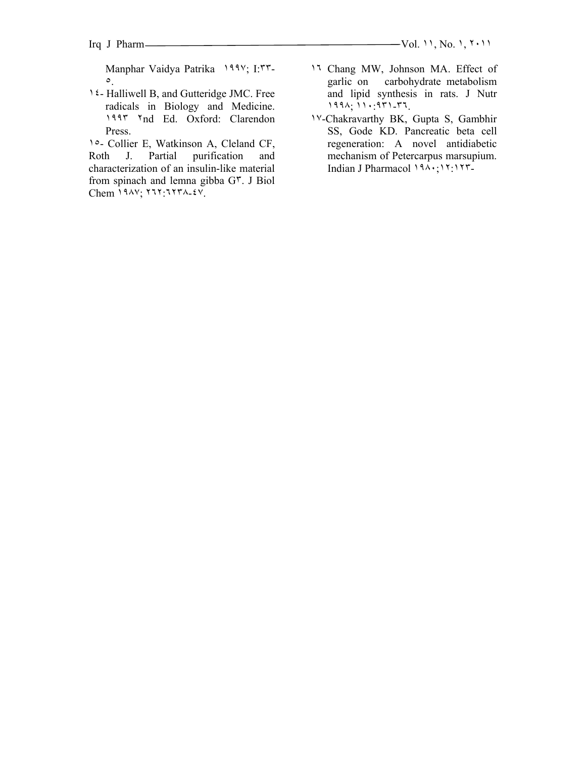Manphar Vaidya Patrika ١٩٩٧; I:٣٣-٥.

١٤- Halliwell B, and Gutteridge JMC. Free radicals in Biology and Medicine. ١٩٩٣ ٢nd Ed. Oxford: Clarendon Press.

١٥- Collier E, Watkinson A, Cleland CF, Roth J. Partial purification and characterization of an insulin-like material from spinach and lemna gibba G٣. J Biol Chem ١٩٨٧; ٢٦٢:٦٢٣٨-٤٧.

١٦ Chang MW, Johnson MA. Effect of garlic on carbohydrate metabolism and lipid synthesis in rats. J Nutr ١٩٩٨; ١١٠:٩٣١-٣٦.

١٧-Chakravarthy BK, Gupta S, Gambhir SS, Gode KD. Pancreatic beta cell regeneration: A novel antidiabetic mechanism of Petercarpus marsupium. Indian J Pharmacol ١٩٨٠;١٢:١٢٣-